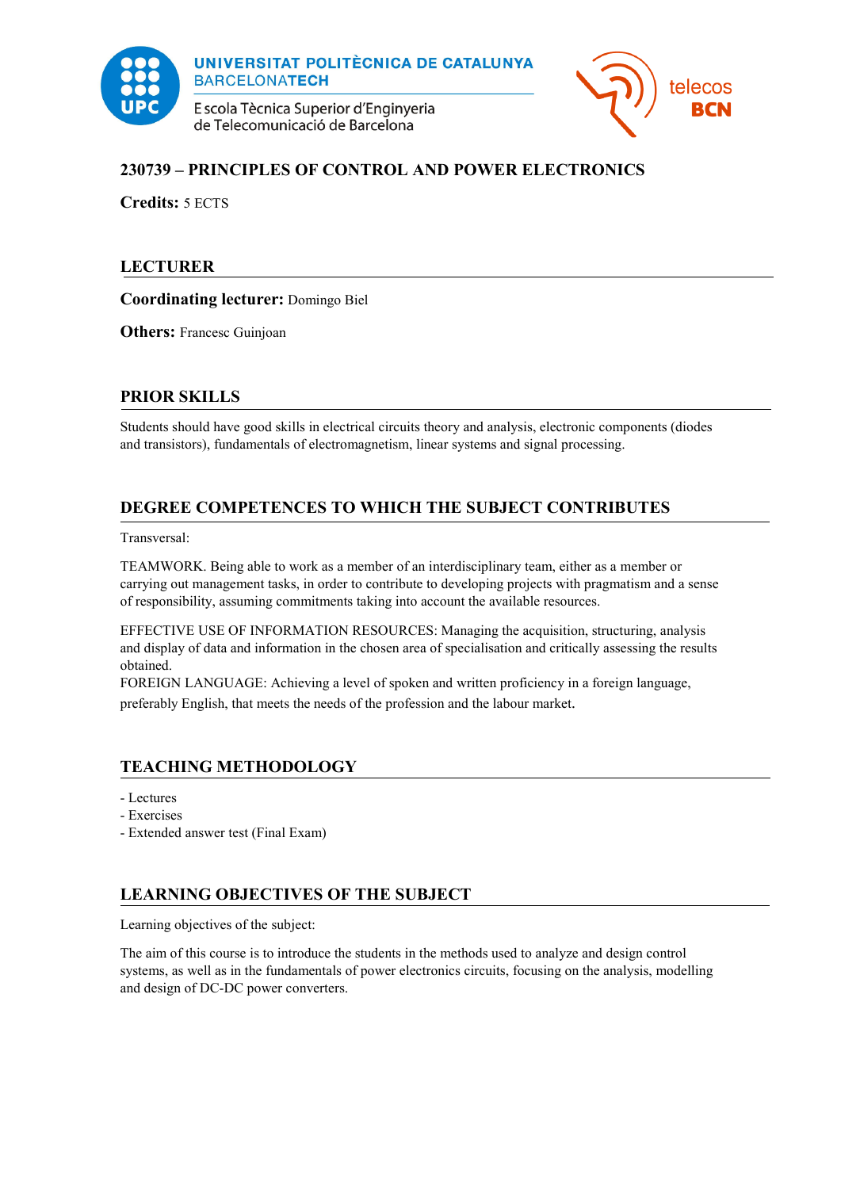## 230739 – PRINCIPLES OF CONTROL AND POWER ELECTRONICS

**Credits:** 5 ECTS

## LECTURER

**Coordinating lecturer:** Domingo Biel

**Others:** Francesc Guinjoan

## PRIOR SKILLS

Students should have good skills in electrical circuits theory and analysis, electronic components (diodes and transistors), fundamentals of electromagnetism, linear systems and signal processing.

## DEGREE COMPETENCES TO WHICH THE SUBJECT CONTRIBUTES

Transversal:

TEAMWORK. Being able to work as a member of an interdisciplinary team, either as a member or carrying out management tasks, in order to contribute to developing projects with pragmatism and a sense of responsibility, assuming commitments taking into account the available resources.

EFFECTIVE USE OF INFORMATION RESOURCES: Managing the acquisition, structuring, analysis and display of data and information in the chosen area of specialisation and critically assessing the results obtained.

FOREIGN LANGUAGE: Achieving a level of spoken and written proficiency in a foreign language, preferably English, that meets the needs of the profession and the labour market.

## TEACHING METHODOLOGY

- Lectures
- Exercises
- Extended answer test (Final Exam)

## LEARNING OBJECTIVES OF THE SUBJECT

Learning objectives of the subject:

The aim of this course is to introduce the students in the methods used to analyze and design control systems, as well as in the fundamentals of power electronics circuits, focusing on the analysis, modelling and design of DC-DC power converters.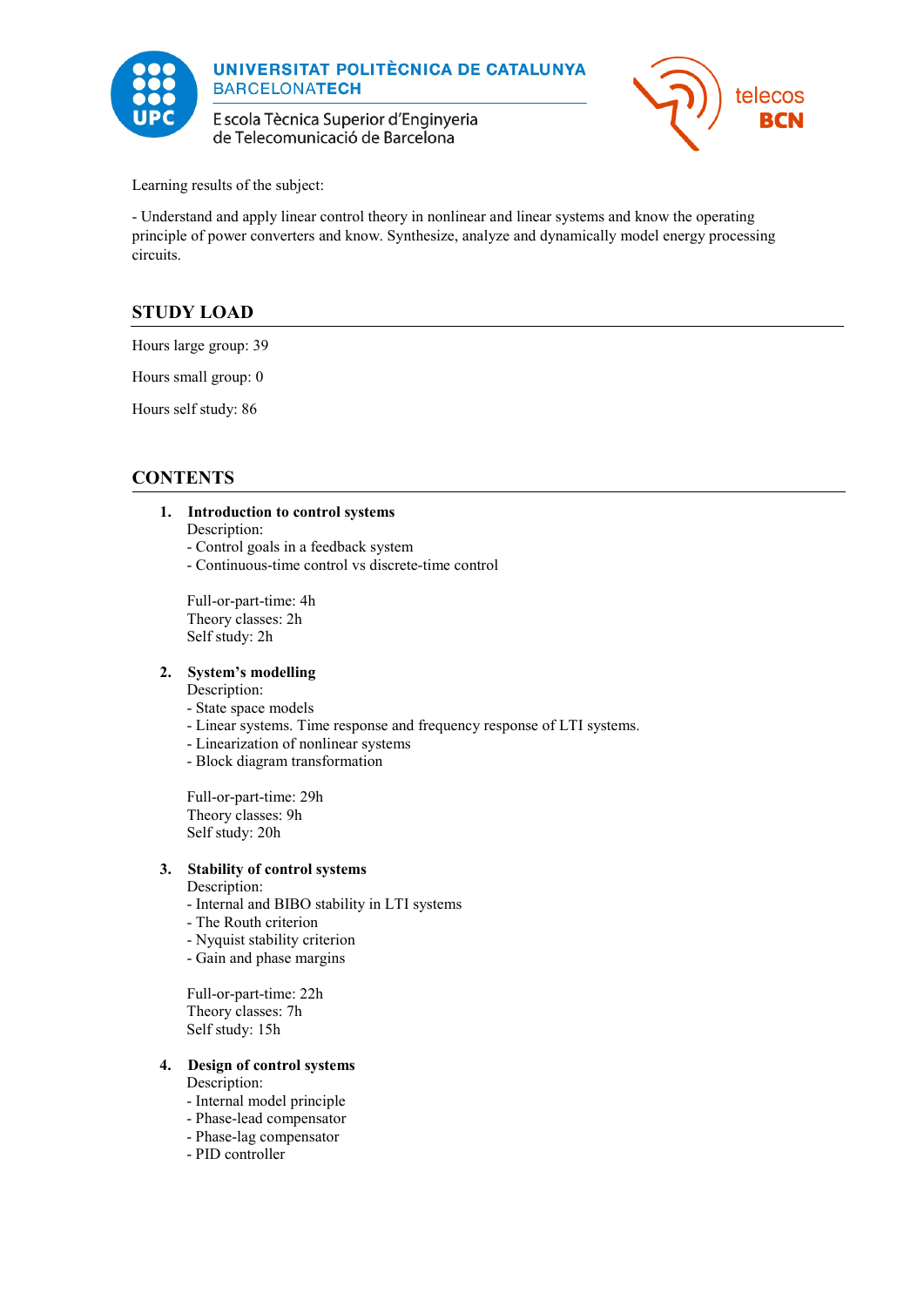Learning results of the subject:

- Understand and apply linear control theory in nonlinear and linear systems and know the operating principle of power converters and know. Synthesize, analyze and dynamically model energy processing circuits.

## STUDY LOAD

Hours large group: 39

Hours small group: 0

Hours self study: 86

## CONTENTS

1. **Introduction to control systems**
   Description:
   - Control goals in a feedback system
   - Continuous-time control vs discrete-time control

   Full-or-part-time: 4h
   Theory classes: 2h
   Self study: 2h

2. **System's modelling**
   Description:
   - State space models
   - Linear systems. Time response and frequency response of LTI systems.
   - Linearization of nonlinear systems
   - Block diagram transformation

   Full-or-part-time: 29h
   Theory classes: 9h
   Self study: 20h

3. **Stability of control systems**
   Description:
   - Internal and BIBO stability in LTI systems
   - The Routh criterion
   - Nyquist stability criterion
   - Gain and phase margins

   Full-or-part-time: 22h
   Theory classes: 7h
   Self study: 15h

4. **Design of control systems**
   Description:
   - Internal model principle
   - Phase-lead compensator
   - Phase-lag compensator
   - PID controller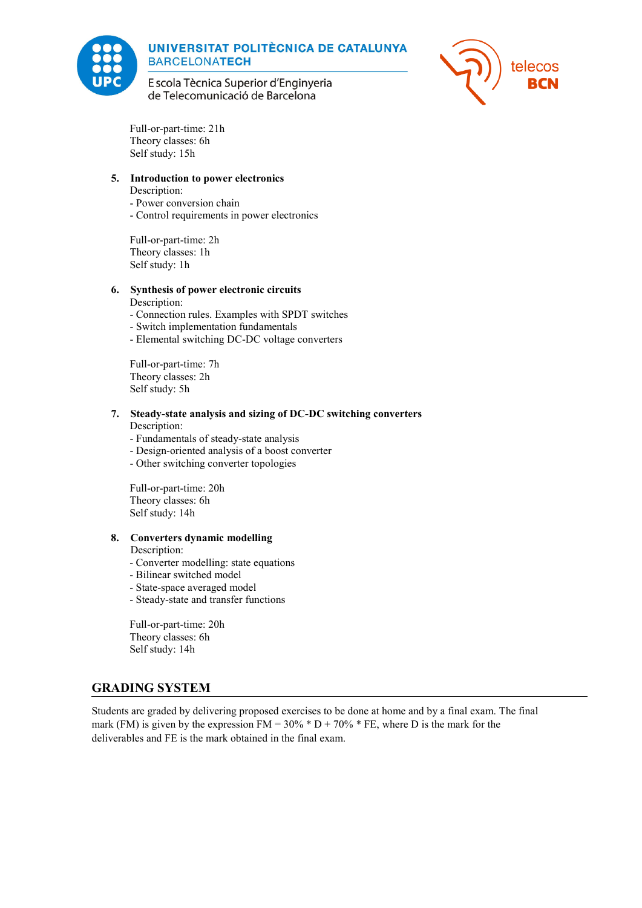Full-or-part-time: 21h
Theory classes: 6h
Self study: 15h

5. **Introduction to power electronics**
   Description:
   - Power conversion chain
   - Control requirements in power electronics

   Full-or-part-time: 2h
   Theory classes: 1h
   Self study: 1h

6. **Synthesis of power electronic circuits**
   Description:
   - Connection rules. Examples with SPDT switches
   - Switch implementation fundamentals
   - Elemental switching DC-DC voltage converters

   Full-or-part-time: 7h
   Theory classes: 2h
   Self study: 5h

7. **Steady-state analysis and sizing of DC-DC switching converters**
   Description:
   - Fundamentals of steady-state analysis
   - Design-oriented analysis of a boost converter
   - Other switching converter topologies

   Full-or-part-time: 20h
   Theory classes: 6h
   Self study: 14h

8. **Converters dynamic modelling**
   Description:
   - Converter modelling: state equations
   - Bilinear switched model
   - State-space averaged model
   - Steady-state and transfer functions

   Full-or-part-time: 20h
   Theory classes: 6h
   Self study: 14h

## GRADING SYSTEM

Students are graded by delivering proposed exercises to be done at home and by a final exam. The final mark (FM) is given by the expression FM = 30% * D + 70% * FE, where D is the mark for the deliverables and FE is the mark obtained in the final exam.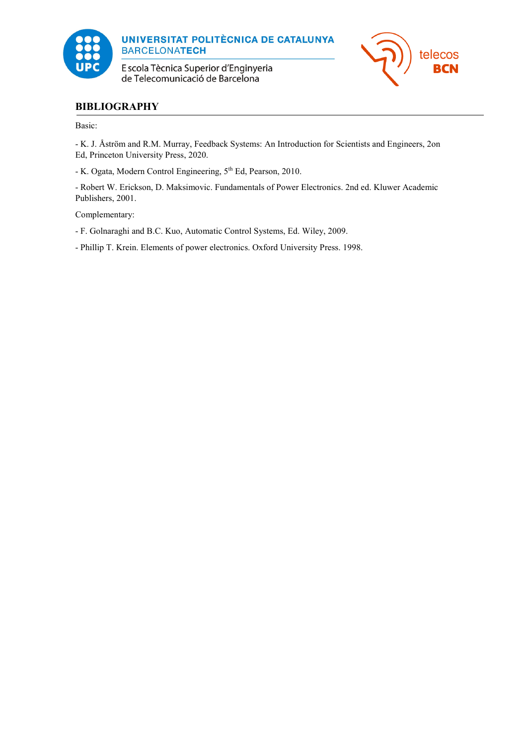## BIBLIOGRAPHY

Basic:

- K. J. Åström and R.M. Murray, Feedback Systems: An Introduction for Scientists and Engineers, 2on Ed, Princeton University Press, 2020.

- K. Ogata, Modern Control Engineering, 5th Ed, Pearson, 2010.

- Robert W. Erickson, D. Maksimovic. Fundamentals of Power Electronics. 2nd ed. Kluwer Academic Publishers, 2001.

Complementary:

- F. Golnaraghi and B.C. Kuo, Automatic Control Systems, Ed. Wiley, 2009.

- Phillip T. Krein. Elements of power electronics. Oxford University Press. 1998.